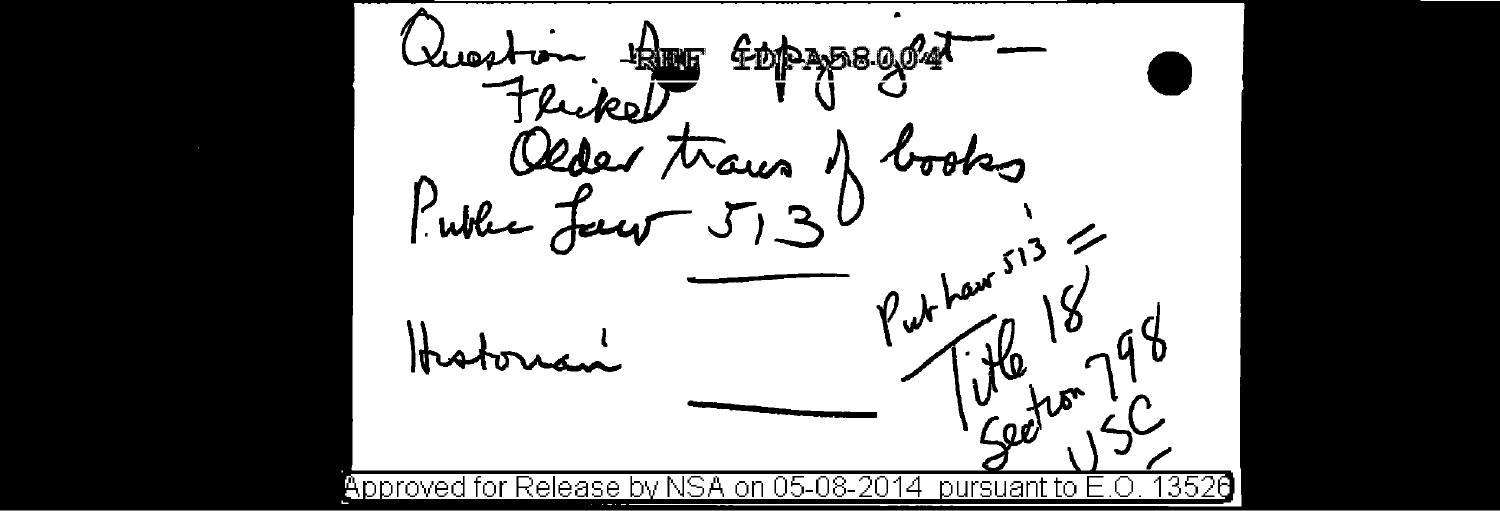Question for REF ID:A58004 Copyright —
Flicke
Older trans of books
Public Law 513

---

Historian

---

Pub Law 513 = Title 18 Section 798 USC

Approved for Release by NSA on 05-08-2014 pursuant to E.O. 13526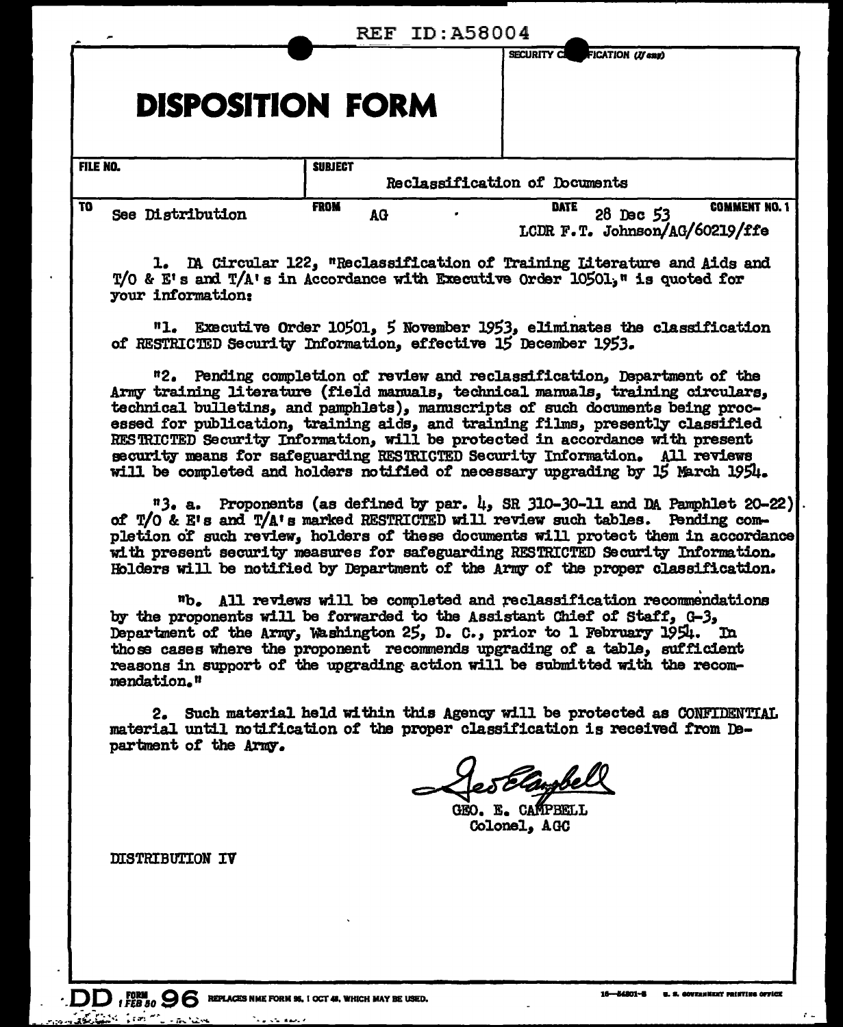REF ID:A58004

SECURITY CLASSIFICATION (If any)

# DISPOSITION FORM

| FILE NO. | SUBJECT | | |
|---|---|---|---|
| | Reclassification of Documents | | |
| TO See Distribution | FROM AG | DATE 28 Dec 53 LCDR F.T. Johnson/AG/60219/ffe | COMMENT NO. 1 |

1. DA Circular 122, "Reclassification of Training Literature and Aids and T/O & E's and T/A's in Accordance with Executive Order 10501," is quoted for your information:

"1. Executive Order 10501, 5 November 1953, eliminates the classification of RESTRICTED Security Information, effective 15 December 1953.

"2. Pending completion of review and reclassification, Department of the Army training literature (field manuals, technical manuals, training circulars, technical bulletins, and pamphlets), manuscripts of such documents being processed for publication, training aids, and training films, presently classified RESTRICTED Security Information, will be protected in accordance with present security means for safeguarding RESTRICTED Security Information. All reviews will be completed and holders notified of necessary upgrading by 15 March 1954.

"3. a. Proponents (as defined by par. 4, SR 310-30-11 and DA Pamphlet 20-22) of T/O & E's and T/A's marked RESTRICTED will review such tables. Pending completion of such review, holders of these documents will protect them in accordance with present security measures for safeguarding RESTRICTED Security Information. Holders will be notified by Department of the Army of the proper classification.

"b. All reviews will be completed and reclassification recommendations by the proponents will be forwarded to the Assistant Chief of Staff, G-3, Department of the Army, Washington 25, D. C., prior to 1 February 1954. In those cases where the proponent recommends upgrading of a table, sufficient reasons in support of the upgrading action will be submitted with the recommendation."

2. Such material held within this Agency will be protected as CONFIDENTIAL material until notification of the proper classification is received from Department of the Army.

Geo E. Campbell

GEO. E. CAMPBELL
Colonel, AGC

DISTRIBUTION IV

DD FORM 1 FEB 50 96 REPLACES NME FORM 96, 1 OCT 48, WHICH MAY BE USED.

16—54801-8 U. S. GOVERNMENT PRINTING OFFICE